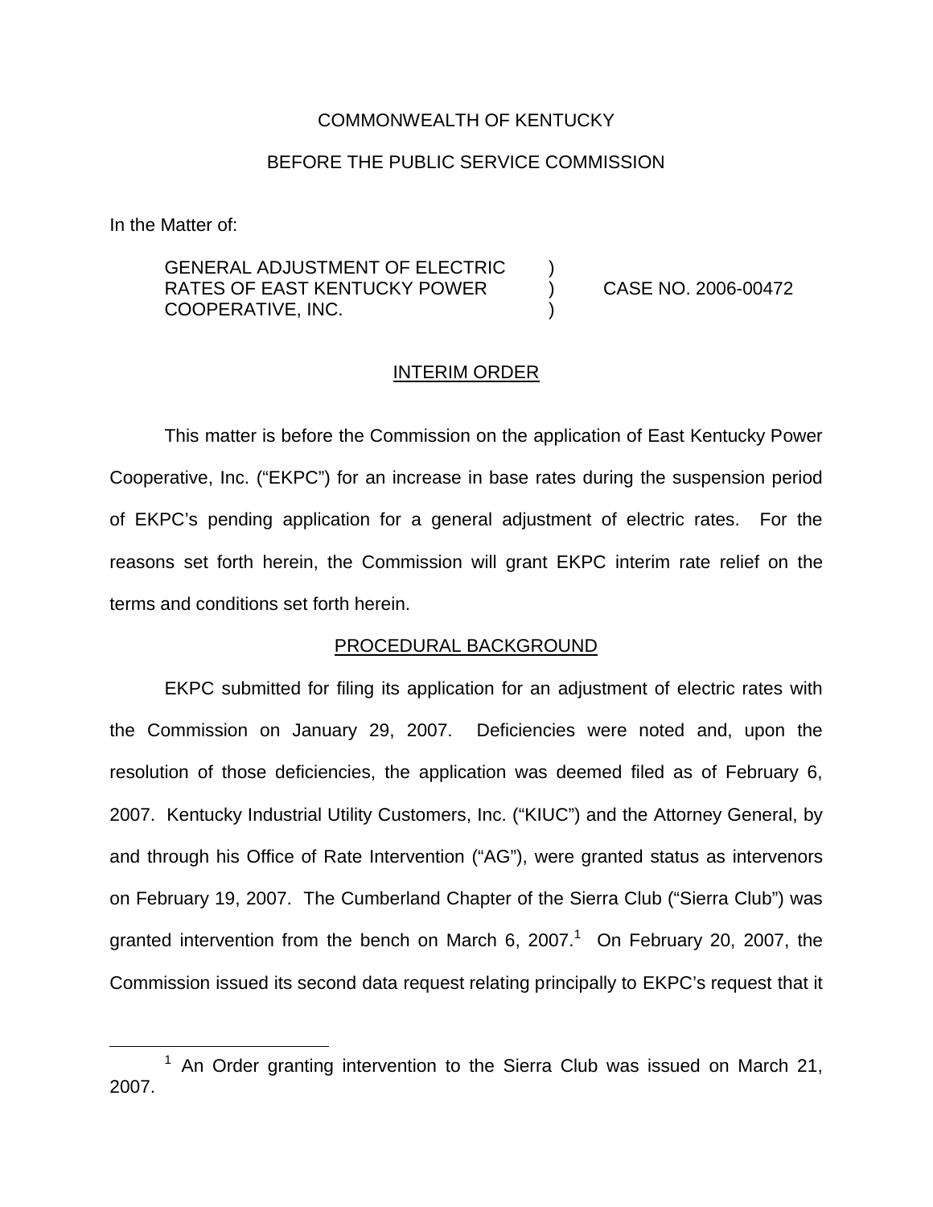COMMONWEALTH OF KENTUCKY

BEFORE THE PUBLIC SERVICE COMMISSION

In the Matter of:

| | | |
|---|---|---|
| GENERAL ADJUSTMENT OF ELECTRIC RATES OF EAST KENTUCKY POWER COOPERATIVE, INC. | ) ) ) | CASE NO. 2006-00472 |

## INTERIM ORDER

This matter is before the Commission on the application of East Kentucky Power Cooperative, Inc. ("EKPC") for an increase in base rates during the suspension period of EKPC's pending application for a general adjustment of electric rates. For the reasons set forth herein, the Commission will grant EKPC interim rate relief on the terms and conditions set forth herein.

## PROCEDURAL BACKGROUND

EKPC submitted for filing its application for an adjustment of electric rates with the Commission on January 29, 2007. Deficiencies were noted and, upon the resolution of those deficiencies, the application was deemed filed as of February 6, 2007. Kentucky Industrial Utility Customers, Inc. ("KIUC") and the Attorney General, by and through his Office of Rate Intervention ("AG"), were granted status as intervenors on February 19, 2007. The Cumberland Chapter of the Sierra Club ("Sierra Club") was granted intervention from the bench on March 6, 2007.[1] On February 20, 2007, the Commission issued its second data request relating principally to EKPC's request that it

[1] An Order granting intervention to the Sierra Club was issued on March 21, 2007.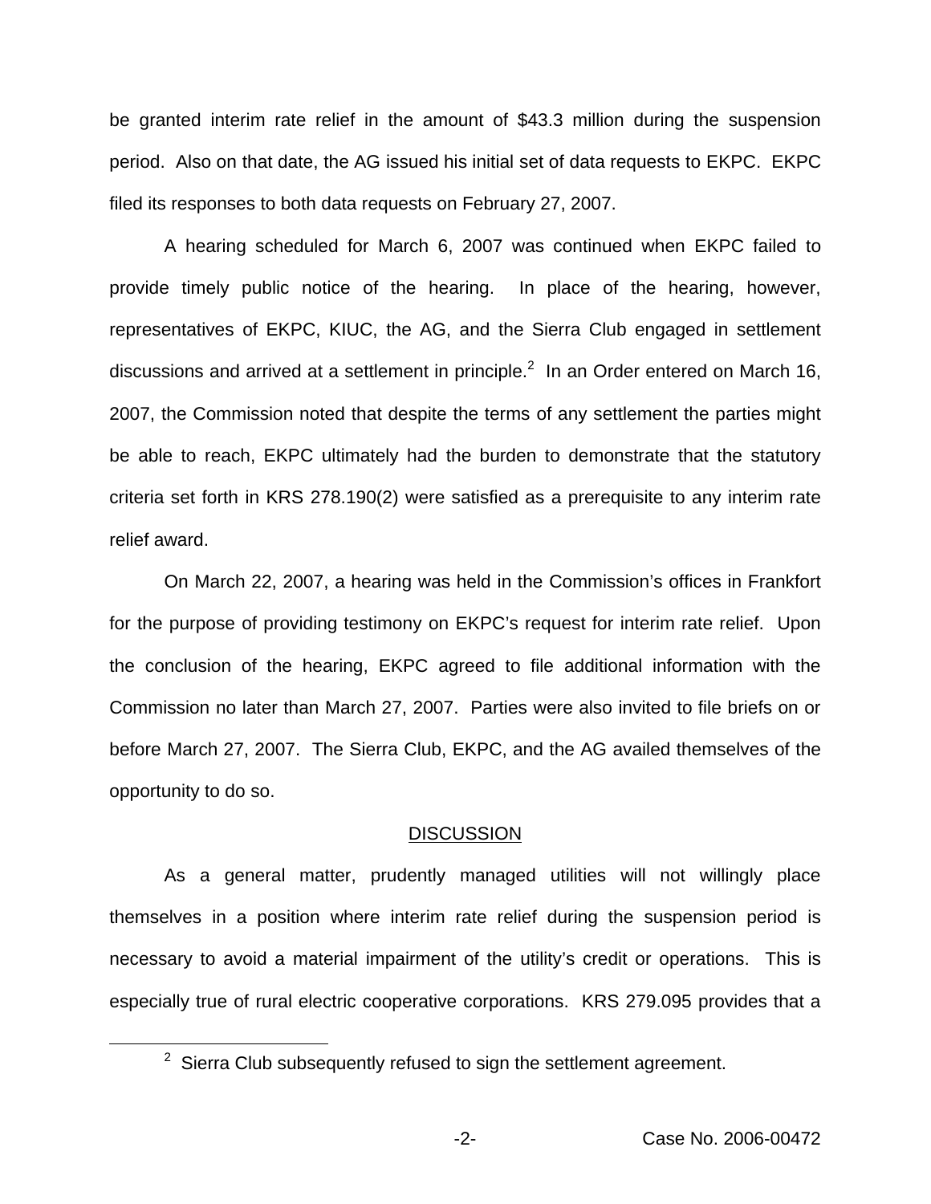be granted interim rate relief in the amount of $43.3 million during the suspension period. Also on that date, the AG issued his initial set of data requests to EKPC. EKPC filed its responses to both data requests on February 27, 2007.

A hearing scheduled for March 6, 2007 was continued when EKPC failed to provide timely public notice of the hearing. In place of the hearing, however, representatives of EKPC, KIUC, the AG, and the Sierra Club engaged in settlement discussions and arrived at a settlement in principle.[2] In an Order entered on March 16, 2007, the Commission noted that despite the terms of any settlement the parties might be able to reach, EKPC ultimately had the burden to demonstrate that the statutory criteria set forth in KRS 278.190(2) were satisfied as a prerequisite to any interim rate relief award.

On March 22, 2007, a hearing was held in the Commission's offices in Frankfort for the purpose of providing testimony on EKPC's request for interim rate relief. Upon the conclusion of the hearing, EKPC agreed to file additional information with the Commission no later than March 27, 2007. Parties were also invited to file briefs on or before March 27, 2007. The Sierra Club, EKPC, and the AG availed themselves of the opportunity to do so.

## DISCUSSION

As a general matter, prudently managed utilities will not willingly place themselves in a position where interim rate relief during the suspension period is necessary to avoid a material impairment of the utility's credit or operations. This is especially true of rural electric cooperative corporations. KRS 279.095 provides that a

[2] Sierra Club subsequently refused to sign the settlement agreement.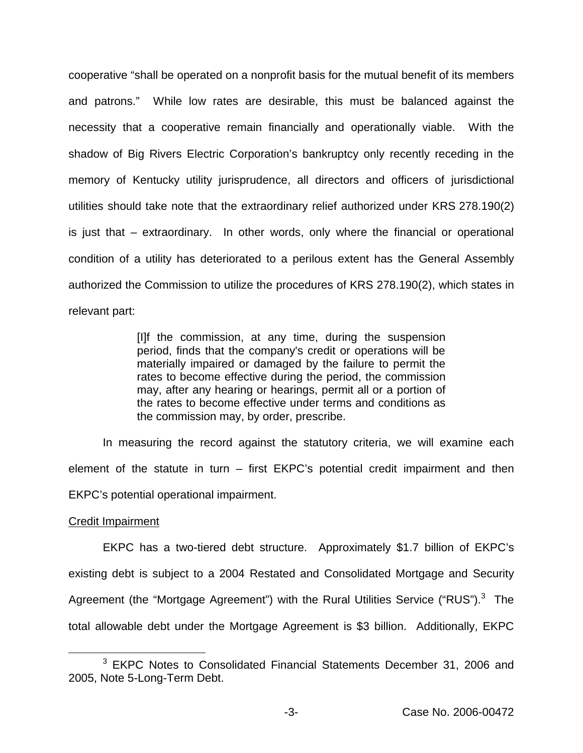cooperative "shall be operated on a nonprofit basis for the mutual benefit of its members and patrons." While low rates are desirable, this must be balanced against the necessity that a cooperative remain financially and operationally viable. With the shadow of Big Rivers Electric Corporation's bankruptcy only recently receding in the memory of Kentucky utility jurisprudence, all directors and officers of jurisdictional utilities should take note that the extraordinary relief authorized under KRS 278.190(2) is just that – extraordinary. In other words, only where the financial or operational condition of a utility has deteriorated to a perilous extent has the General Assembly authorized the Commission to utilize the procedures of KRS 278.190(2), which states in relevant part:

> [I]f the commission, at any time, during the suspension period, finds that the company's credit or operations will be materially impaired or damaged by the failure to permit the rates to become effective during the period, the commission may, after any hearing or hearings, permit all or a portion of the rates to become effective under terms and conditions as the commission may, by order, prescribe.

In measuring the record against the statutory criteria, we will examine each element of the statute in turn – first EKPC's potential credit impairment and then EKPC's potential operational impairment.

Credit Impairment

EKPC has a two-tiered debt structure. Approximately $1.7 billion of EKPC's existing debt is subject to a 2004 Restated and Consolidated Mortgage and Security Agreement (the "Mortgage Agreement") with the Rural Utilities Service ("RUS").[3] The total allowable debt under the Mortgage Agreement is $3 billion. Additionally, EKPC

[3] EKPC Notes to Consolidated Financial Statements December 31, 2006 and 2005, Note 5-Long-Term Debt.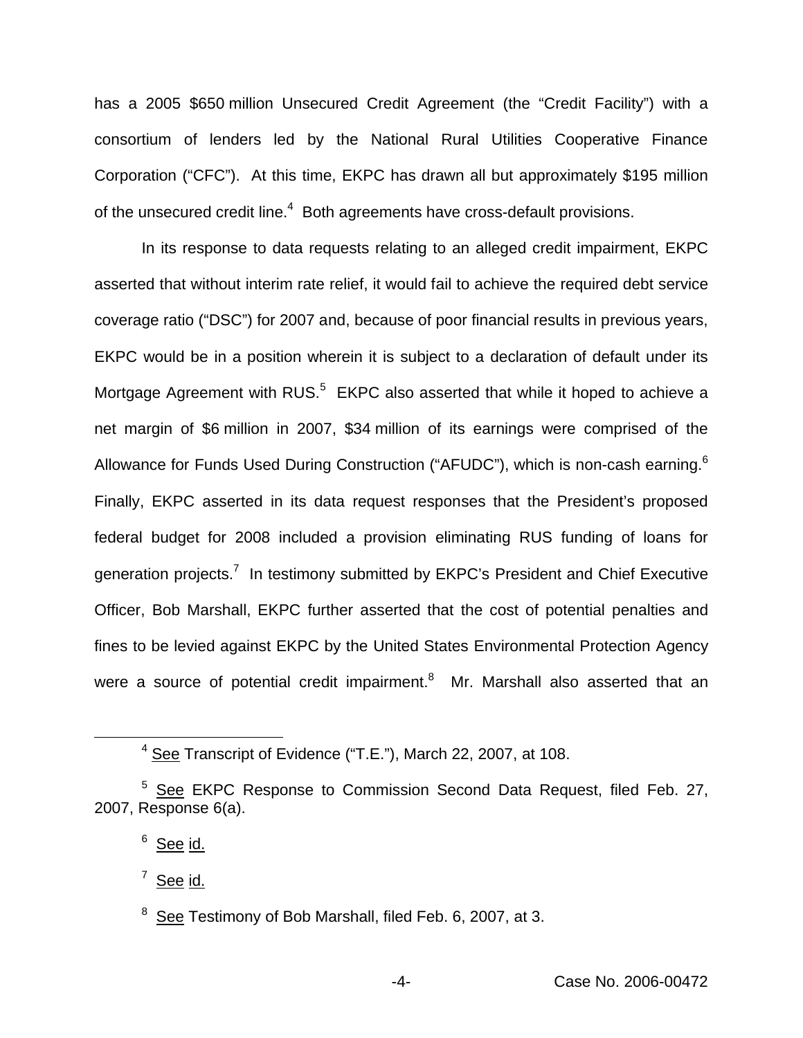has a 2005 $650 million Unsecured Credit Agreement (the "Credit Facility") with a consortium of lenders led by the National Rural Utilities Cooperative Finance Corporation ("CFC"). At this time, EKPC has drawn all but approximately $195 million of the unsecured credit line.[4] Both agreements have cross-default provisions.

In its response to data requests relating to an alleged credit impairment, EKPC asserted that without interim rate relief, it would fail to achieve the required debt service coverage ratio ("DSC") for 2007 and, because of poor financial results in previous years, EKPC would be in a position wherein it is subject to a declaration of default under its Mortgage Agreement with RUS.[5] EKPC also asserted that while it hoped to achieve a net margin of $6 million in 2007, $34 million of its earnings were comprised of the Allowance for Funds Used During Construction ("AFUDC"), which is non-cash earning.[6] Finally, EKPC asserted in its data request responses that the President's proposed federal budget for 2008 included a provision eliminating RUS funding of loans for generation projects.[7] In testimony submitted by EKPC's President and Chief Executive Officer, Bob Marshall, EKPC further asserted that the cost of potential penalties and fines to be levied against EKPC by the United States Environmental Protection Agency were a source of potential credit impairment.[8] Mr. Marshall also asserted that an

---

[4] See Transcript of Evidence ("T.E."), March 22, 2007, at 108.

[5] See EKPC Response to Commission Second Data Request, filed Feb. 27, 2007, Response 6(a).

[6] See id.

[7] See id.

[8] See Testimony of Bob Marshall, filed Feb. 6, 2007, at 3.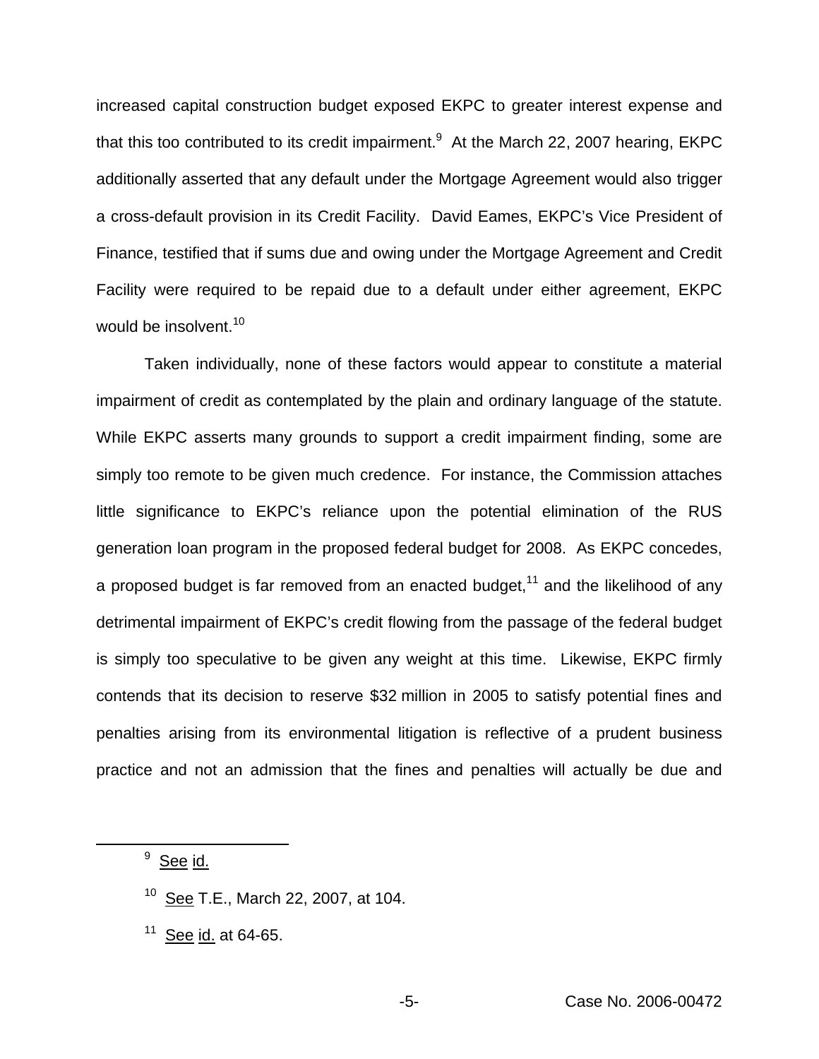increased capital construction budget exposed EKPC to greater interest expense and that this too contributed to its credit impairment.[9] At the March 22, 2007 hearing, EKPC additionally asserted that any default under the Mortgage Agreement would also trigger a cross-default provision in its Credit Facility. David Eames, EKPC's Vice President of Finance, testified that if sums due and owing under the Mortgage Agreement and Credit Facility were required to be repaid due to a default under either agreement, EKPC would be insolvent.[10]

Taken individually, none of these factors would appear to constitute a material impairment of credit as contemplated by the plain and ordinary language of the statute. While EKPC asserts many grounds to support a credit impairment finding, some are simply too remote to be given much credence. For instance, the Commission attaches little significance to EKPC's reliance upon the potential elimination of the RUS generation loan program in the proposed federal budget for 2008. As EKPC concedes, a proposed budget is far removed from an enacted budget,[11] and the likelihood of any detrimental impairment of EKPC's credit flowing from the passage of the federal budget is simply too speculative to be given any weight at this time. Likewise, EKPC firmly contends that its decision to reserve $32 million in 2005 to satisfy potential fines and penalties arising from its environmental litigation is reflective of a prudent business practice and not an admission that the fines and penalties will actually be due and

---

[9] See id.

[10] See T.E., March 22, 2007, at 104.

[11] See id. at 64-65.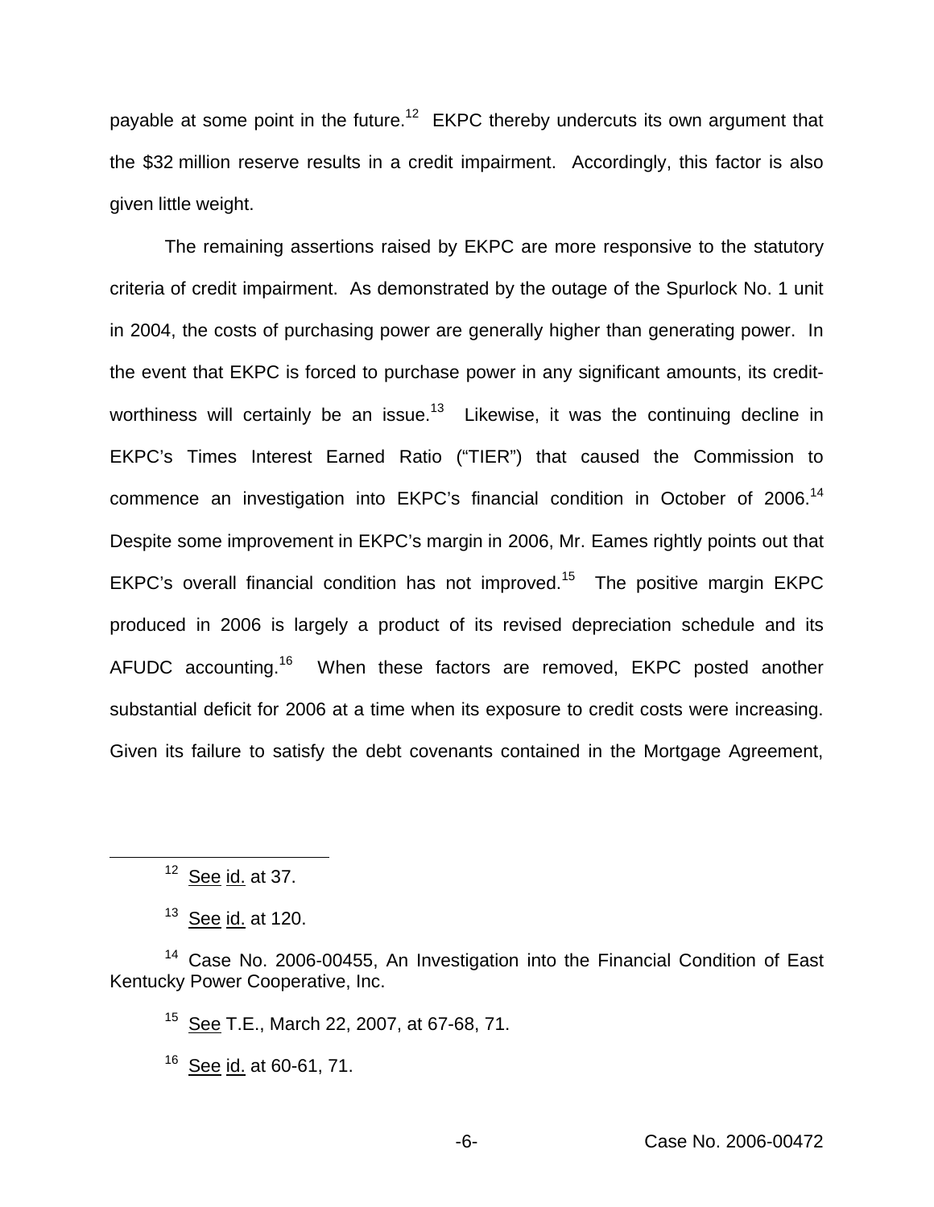payable at some point in the future.[12] EKPC thereby undercuts its own argument that the $32 million reserve results in a credit impairment. Accordingly, this factor is also given little weight.

The remaining assertions raised by EKPC are more responsive to the statutory criteria of credit impairment. As demonstrated by the outage of the Spurlock No. 1 unit in 2004, the costs of purchasing power are generally higher than generating power. In the event that EKPC is forced to purchase power in any significant amounts, its credit-worthiness will certainly be an issue.[13] Likewise, it was the continuing decline in EKPC's Times Interest Earned Ratio ("TIER") that caused the Commission to commence an investigation into EKPC's financial condition in October of 2006.[14] Despite some improvement in EKPC's margin in 2006, Mr. Eames rightly points out that EKPC's overall financial condition has not improved.[15] The positive margin EKPC produced in 2006 is largely a product of its revised depreciation schedule and its AFUDC accounting.[16] When these factors are removed, EKPC posted another substantial deficit for 2006 at a time when its exposure to credit costs were increasing. Given its failure to satisfy the debt covenants contained in the Mortgage Agreement,

---

[12] See id. at 37.

[13] See id. at 120.

[14] Case No. 2006-00455, An Investigation into the Financial Condition of East Kentucky Power Cooperative, Inc.

[15] See T.E., March 22, 2007, at 67-68, 71.

[16] See id. at 60-61, 71.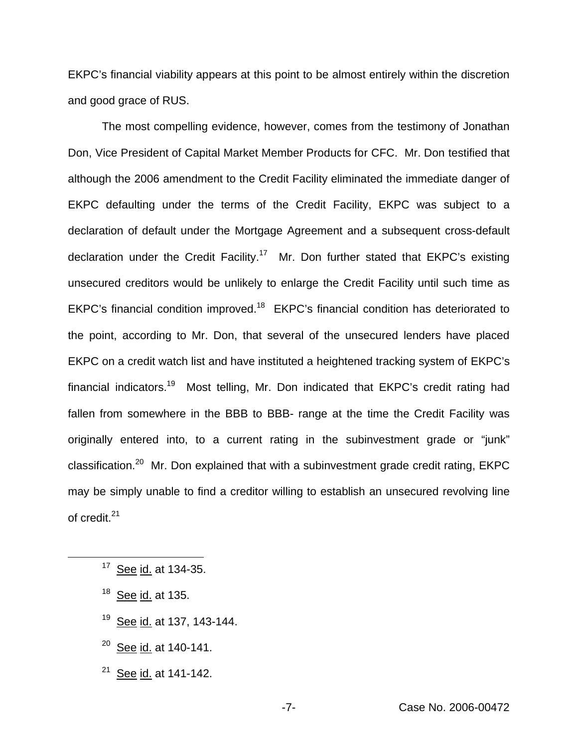EKPC's financial viability appears at this point to be almost entirely within the discretion and good grace of RUS.

The most compelling evidence, however, comes from the testimony of Jonathan Don, Vice President of Capital Market Member Products for CFC. Mr. Don testified that although the 2006 amendment to the Credit Facility eliminated the immediate danger of EKPC defaulting under the terms of the Credit Facility, EKPC was subject to a declaration of default under the Mortgage Agreement and a subsequent cross-default declaration under the Credit Facility.[17] Mr. Don further stated that EKPC's existing unsecured creditors would be unlikely to enlarge the Credit Facility until such time as EKPC's financial condition improved.[18] EKPC's financial condition has deteriorated to the point, according to Mr. Don, that several of the unsecured lenders have placed EKPC on a credit watch list and have instituted a heightened tracking system of EKPC's financial indicators.[19] Most telling, Mr. Don indicated that EKPC's credit rating had fallen from somewhere in the BBB to BBB- range at the time the Credit Facility was originally entered into, to a current rating in the subinvestment grade or "junk" classification.[20] Mr. Don explained that with a subinvestment grade credit rating, EKPC may be simply unable to find a creditor willing to establish an unsecured revolving line of credit.[21]

---

[17] See id. at 134-35.

[18] See id. at 135.

[19] See id. at 137, 143-144.

[20] See id. at 140-141.

[21] See id. at 141-142.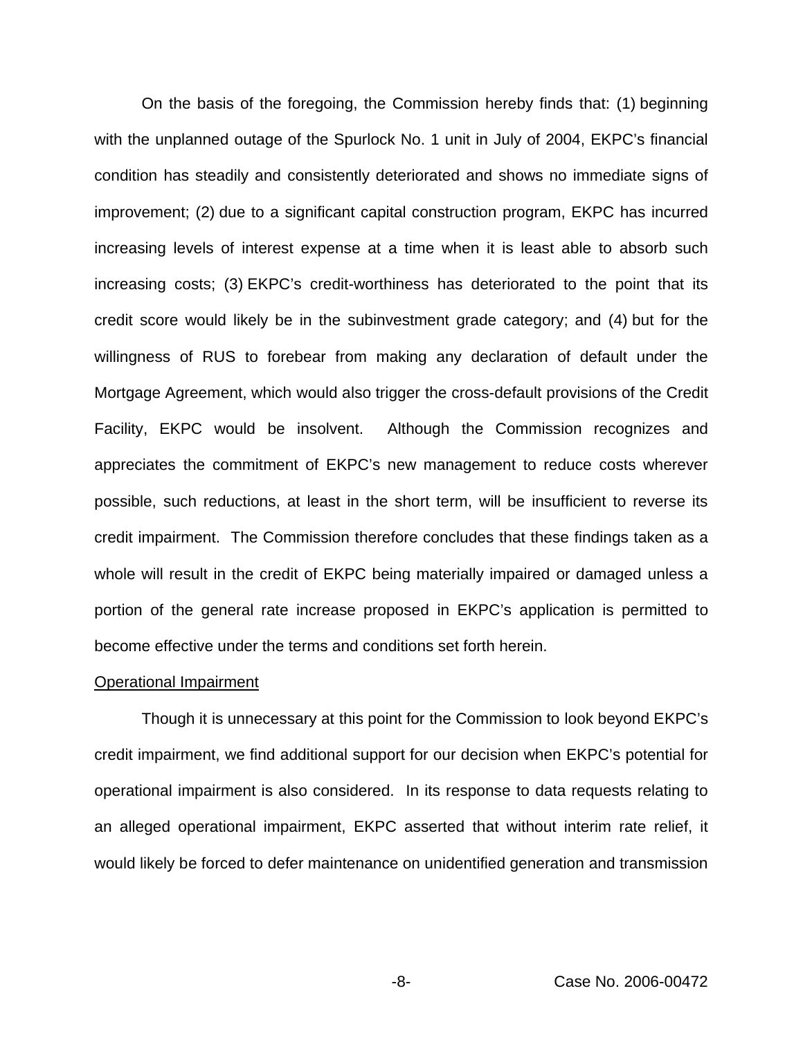On the basis of the foregoing, the Commission hereby finds that: (1) beginning with the unplanned outage of the Spurlock No. 1 unit in July of 2004, EKPC's financial condition has steadily and consistently deteriorated and shows no immediate signs of improvement; (2) due to a significant capital construction program, EKPC has incurred increasing levels of interest expense at a time when it is least able to absorb such increasing costs; (3) EKPC's credit-worthiness has deteriorated to the point that its credit score would likely be in the subinvestment grade category; and (4) but for the willingness of RUS to forebear from making any declaration of default under the Mortgage Agreement, which would also trigger the cross-default provisions of the Credit Facility, EKPC would be insolvent. Although the Commission recognizes and appreciates the commitment of EKPC's new management to reduce costs wherever possible, such reductions, at least in the short term, will be insufficient to reverse its credit impairment. The Commission therefore concludes that these findings taken as a whole will result in the credit of EKPC being materially impaired or damaged unless a portion of the general rate increase proposed in EKPC's application is permitted to become effective under the terms and conditions set forth herein.

Operational Impairment

Though it is unnecessary at this point for the Commission to look beyond EKPC's credit impairment, we find additional support for our decision when EKPC's potential for operational impairment is also considered. In its response to data requests relating to an alleged operational impairment, EKPC asserted that without interim rate relief, it would likely be forced to defer maintenance on unidentified generation and transmission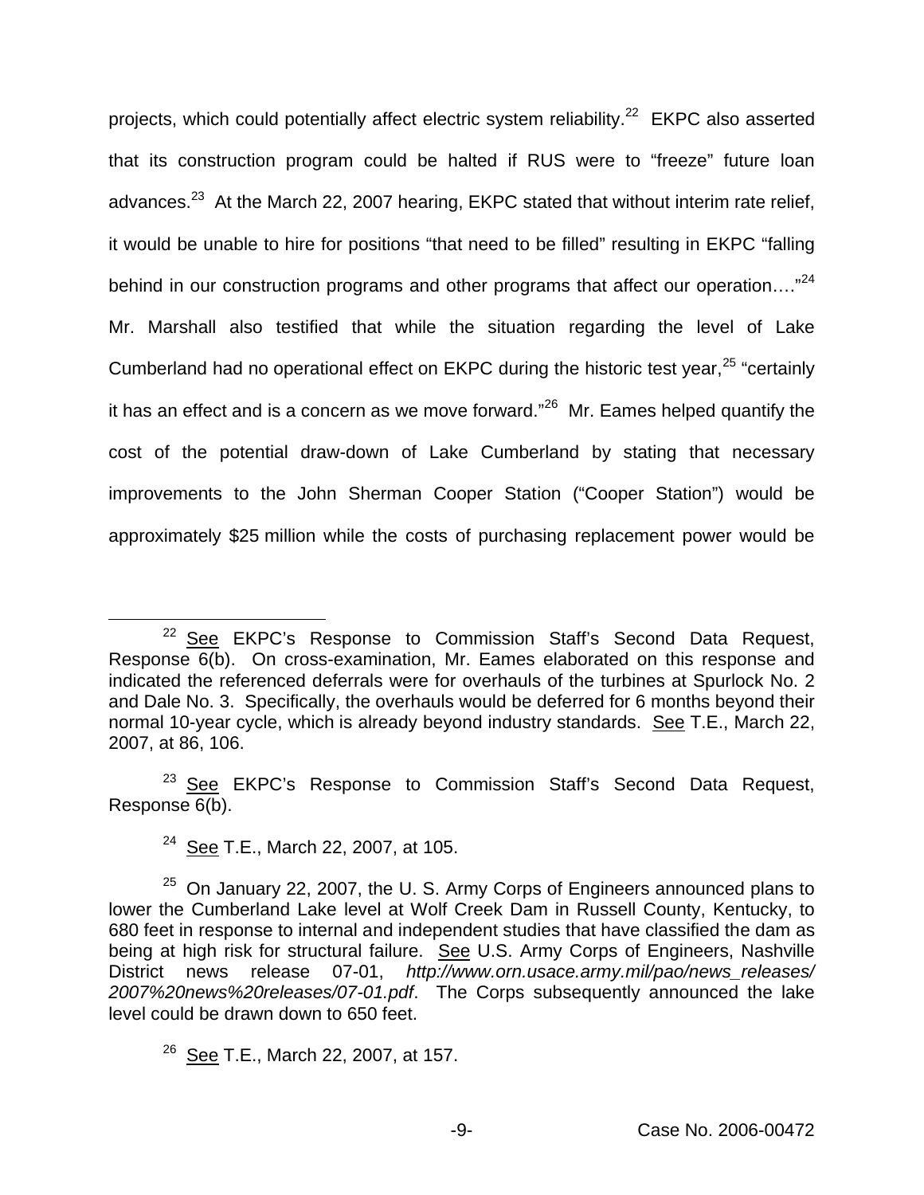projects, which could potentially affect electric system reliability.[22] EKPC also asserted that its construction program could be halted if RUS were to "freeze" future loan advances.[23] At the March 22, 2007 hearing, EKPC stated that without interim rate relief, it would be unable to hire for positions "that need to be filled" resulting in EKPC "falling behind in our construction programs and other programs that affect our operation…."[24] Mr. Marshall also testified that while the situation regarding the level of Lake Cumberland had no operational effect on EKPC during the historic test year,[25] "certainly it has an effect and is a concern as we move forward."[26] Mr. Eames helped quantify the cost of the potential draw-down of Lake Cumberland by stating that necessary improvements to the John Sherman Cooper Station ("Cooper Station") would be approximately $25 million while the costs of purchasing replacement power would be

---

[22] See EKPC's Response to Commission Staff's Second Data Request, Response 6(b). On cross-examination, Mr. Eames elaborated on this response and indicated the referenced deferrals were for overhauls of the turbines at Spurlock No. 2 and Dale No. 3. Specifically, the overhauls would be deferred for 6 months beyond their normal 10-year cycle, which is already beyond industry standards. See T.E., March 22, 2007, at 86, 106.

[23] See EKPC's Response to Commission Staff's Second Data Request, Response 6(b).

[24] See T.E., March 22, 2007, at 105.

[25] On January 22, 2007, the U. S. Army Corps of Engineers announced plans to lower the Cumberland Lake level at Wolf Creek Dam in Russell County, Kentucky, to 680 feet in response to internal and independent studies that have classified the dam as being at high risk for structural failure. See U.S. Army Corps of Engineers, Nashville District news release 07-01, *http://www.orn.usace.army.mil/pao/news_releases/2007%20news%20releases/07-01.pdf*. The Corps subsequently announced the lake level could be drawn down to 650 feet.

[26] See T.E., March 22, 2007, at 157.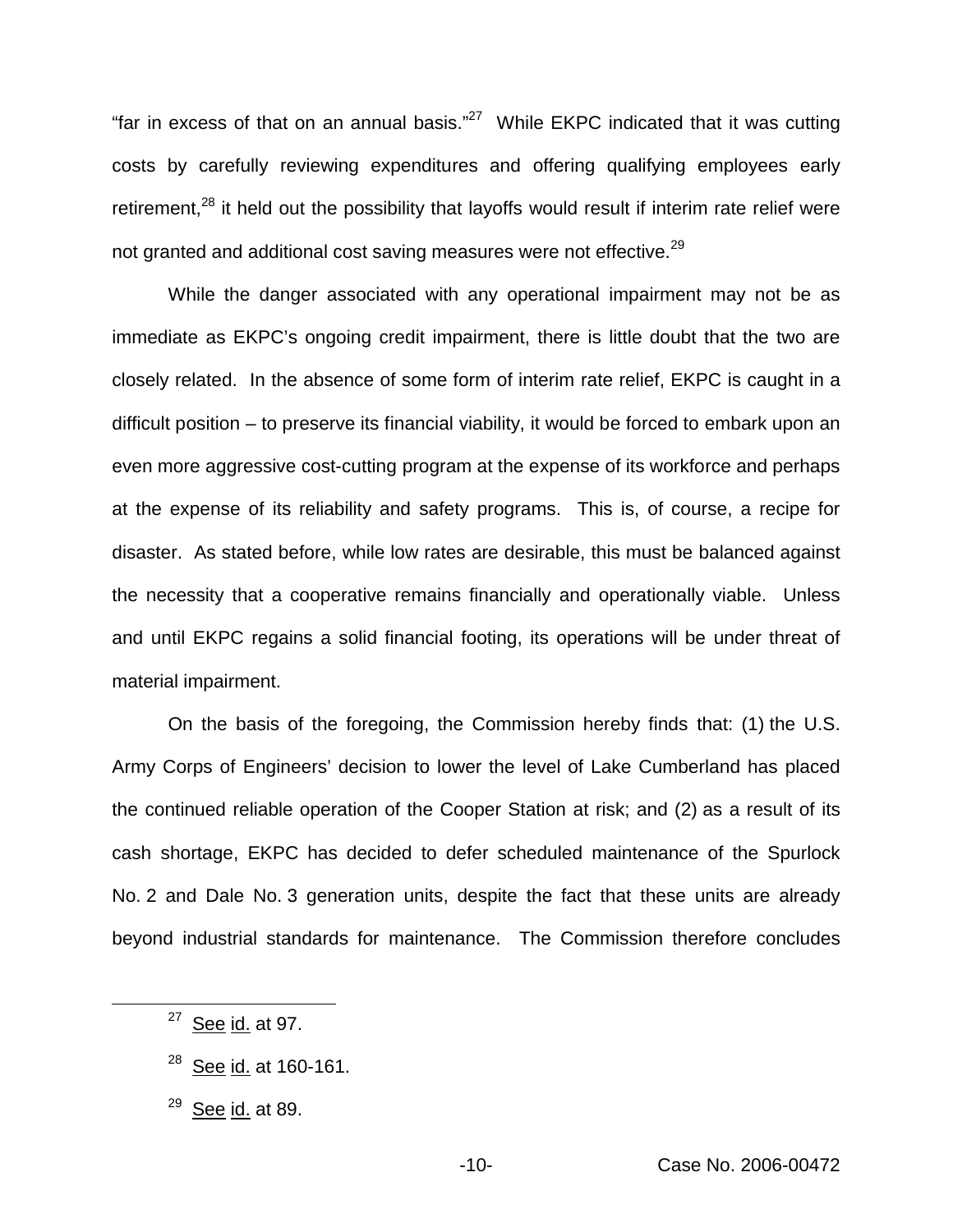"far in excess of that on an annual basis."[27] While EKPC indicated that it was cutting costs by carefully reviewing expenditures and offering qualifying employees early retirement,[28] it held out the possibility that layoffs would result if interim rate relief were not granted and additional cost saving measures were not effective.[29]

While the danger associated with any operational impairment may not be as immediate as EKPC's ongoing credit impairment, there is little doubt that the two are closely related. In the absence of some form of interim rate relief, EKPC is caught in a difficult position – to preserve its financial viability, it would be forced to embark upon an even more aggressive cost-cutting program at the expense of its workforce and perhaps at the expense of its reliability and safety programs. This is, of course, a recipe for disaster. As stated before, while low rates are desirable, this must be balanced against the necessity that a cooperative remains financially and operationally viable. Unless and until EKPC regains a solid financial footing, its operations will be under threat of material impairment.

On the basis of the foregoing, the Commission hereby finds that: (1) the U.S. Army Corps of Engineers' decision to lower the level of Lake Cumberland has placed the continued reliable operation of the Cooper Station at risk; and (2) as a result of its cash shortage, EKPC has decided to defer scheduled maintenance of the Spurlock No. 2 and Dale No. 3 generation units, despite the fact that these units are already beyond industrial standards for maintenance. The Commission therefore concludes

---

[27] See id. at 97.

[28] See id. at 160-161.

[29] See id. at 89.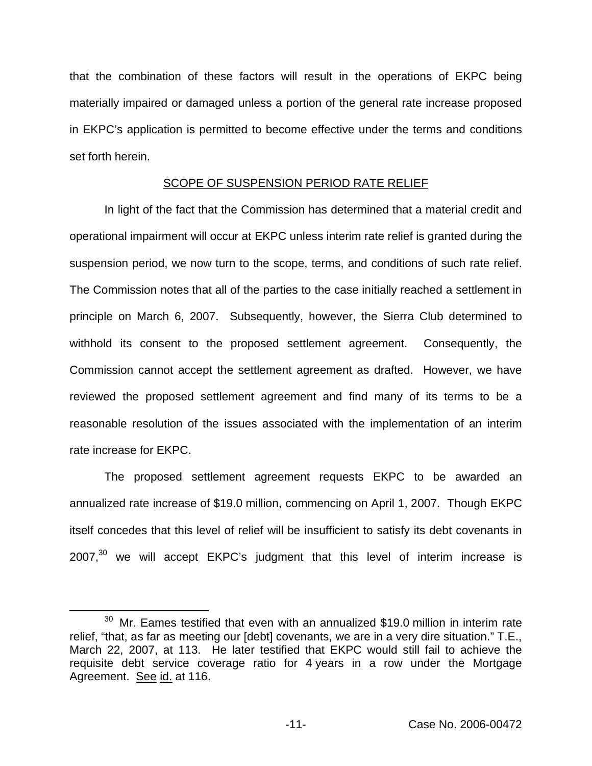that the combination of these factors will result in the operations of EKPC being materially impaired or damaged unless a portion of the general rate increase proposed in EKPC's application is permitted to become effective under the terms and conditions set forth herein.

## SCOPE OF SUSPENSION PERIOD RATE RELIEF

In light of the fact that the Commission has determined that a material credit and operational impairment will occur at EKPC unless interim rate relief is granted during the suspension period, we now turn to the scope, terms, and conditions of such rate relief. The Commission notes that all of the parties to the case initially reached a settlement in principle on March 6, 2007. Subsequently, however, the Sierra Club determined to withhold its consent to the proposed settlement agreement. Consequently, the Commission cannot accept the settlement agreement as drafted. However, we have reviewed the proposed settlement agreement and find many of its terms to be a reasonable resolution of the issues associated with the implementation of an interim rate increase for EKPC.

The proposed settlement agreement requests EKPC to be awarded an annualized rate increase of $19.0 million, commencing on April 1, 2007. Though EKPC itself concedes that this level of relief will be insufficient to satisfy its debt covenants in 2007,[30] we will accept EKPC's judgment that this level of interim increase is

---

[30] Mr. Eames testified that even with an annualized $19.0 million in interim rate relief, "that, as far as meeting our [debt] covenants, we are in a very dire situation." T.E., March 22, 2007, at 113. He later testified that EKPC would still fail to achieve the requisite debt service coverage ratio for 4 years in a row under the Mortgage Agreement. See id. at 116.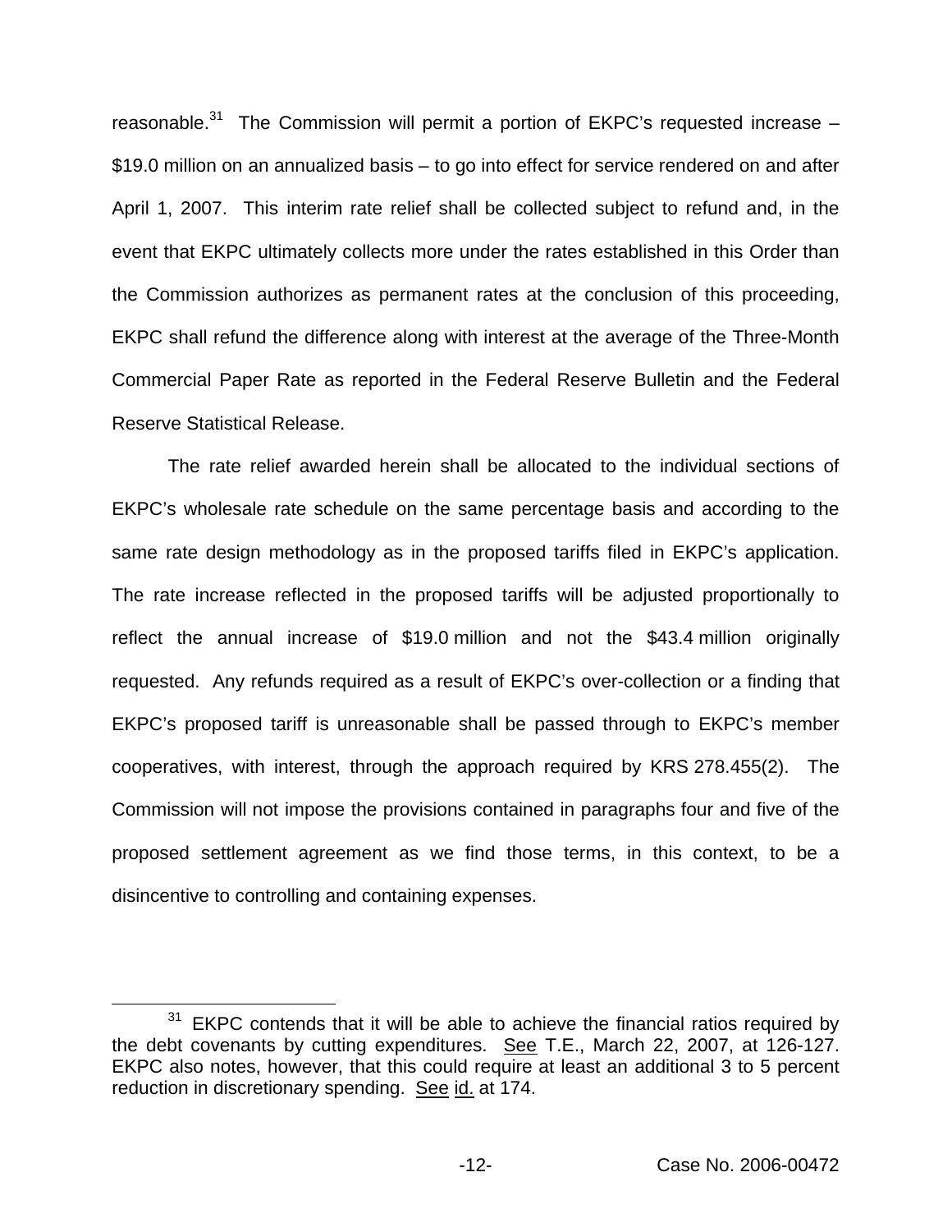reasonable.[31] The Commission will permit a portion of EKPC's requested increase – $19.0 million on an annualized basis – to go into effect for service rendered on and after April 1, 2007. This interim rate relief shall be collected subject to refund and, in the event that EKPC ultimately collects more under the rates established in this Order than the Commission authorizes as permanent rates at the conclusion of this proceeding, EKPC shall refund the difference along with interest at the average of the Three-Month Commercial Paper Rate as reported in the Federal Reserve Bulletin and the Federal Reserve Statistical Release.

The rate relief awarded herein shall be allocated to the individual sections of EKPC's wholesale rate schedule on the same percentage basis and according to the same rate design methodology as in the proposed tariffs filed in EKPC's application. The rate increase reflected in the proposed tariffs will be adjusted proportionally to reflect the annual increase of $19.0 million and not the $43.4 million originally requested. Any refunds required as a result of EKPC's over-collection or a finding that EKPC's proposed tariff is unreasonable shall be passed through to EKPC's member cooperatives, with interest, through the approach required by KRS 278.455(2). The Commission will not impose the provisions contained in paragraphs four and five of the proposed settlement agreement as we find those terms, in this context, to be a disincentive to controlling and containing expenses.

---

[31] EKPC contends that it will be able to achieve the financial ratios required by the debt covenants by cutting expenditures. See T.E., March 22, 2007, at 126-127. EKPC also notes, however, that this could require at least an additional 3 to 5 percent reduction in discretionary spending. See id. at 174.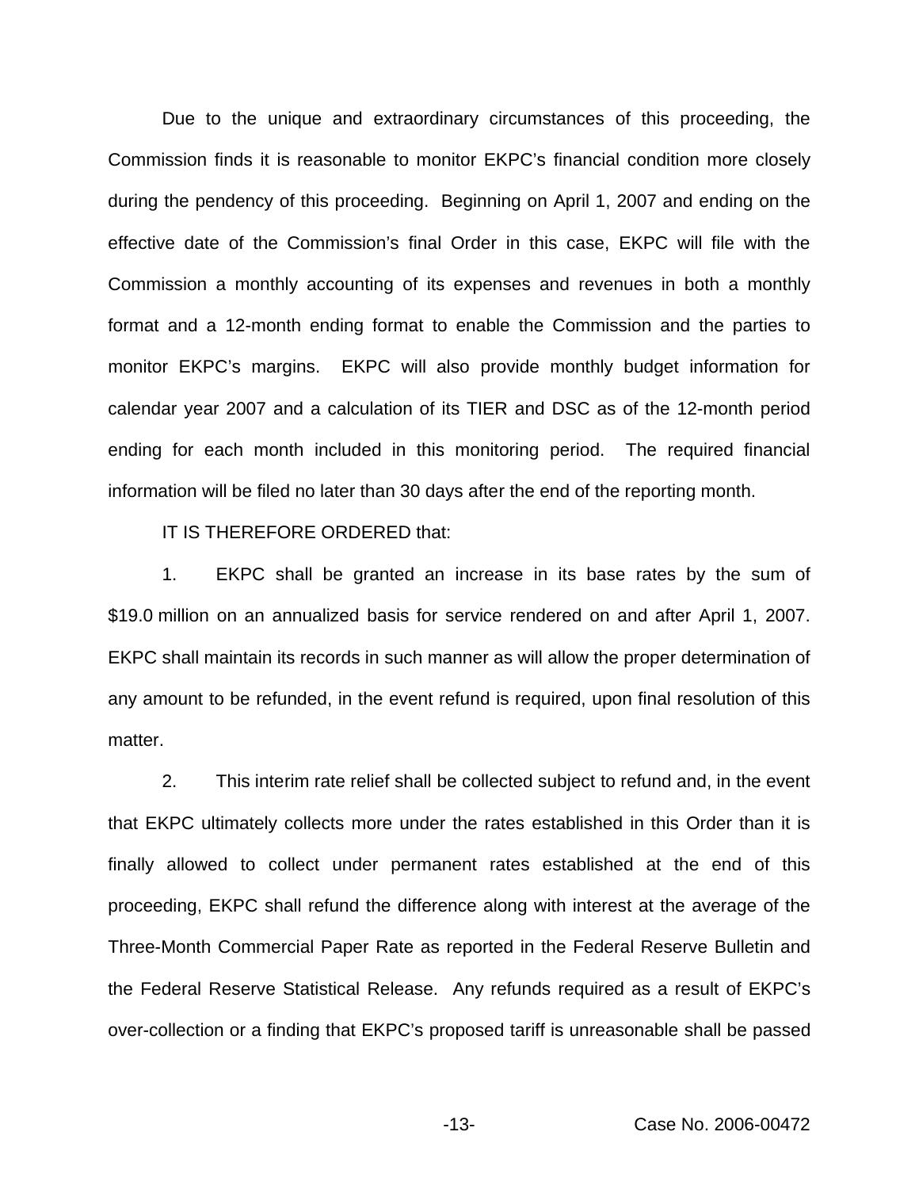Due to the unique and extraordinary circumstances of this proceeding, the Commission finds it is reasonable to monitor EKPC's financial condition more closely during the pendency of this proceeding. Beginning on April 1, 2007 and ending on the effective date of the Commission's final Order in this case, EKPC will file with the Commission a monthly accounting of its expenses and revenues in both a monthly format and a 12-month ending format to enable the Commission and the parties to monitor EKPC's margins. EKPC will also provide monthly budget information for calendar year 2007 and a calculation of its TIER and DSC as of the 12-month period ending for each month included in this monitoring period. The required financial information will be filed no later than 30 days after the end of the reporting month.

IT IS THEREFORE ORDERED that:

1. EKPC shall be granted an increase in its base rates by the sum of $19.0 million on an annualized basis for service rendered on and after April 1, 2007. EKPC shall maintain its records in such manner as will allow the proper determination of any amount to be refunded, in the event refund is required, upon final resolution of this matter.

2. This interim rate relief shall be collected subject to refund and, in the event that EKPC ultimately collects more under the rates established in this Order than it is finally allowed to collect under permanent rates established at the end of this proceeding, EKPC shall refund the difference along with interest at the average of the Three-Month Commercial Paper Rate as reported in the Federal Reserve Bulletin and the Federal Reserve Statistical Release. Any refunds required as a result of EKPC's over-collection or a finding that EKPC's proposed tariff is unreasonable shall be passed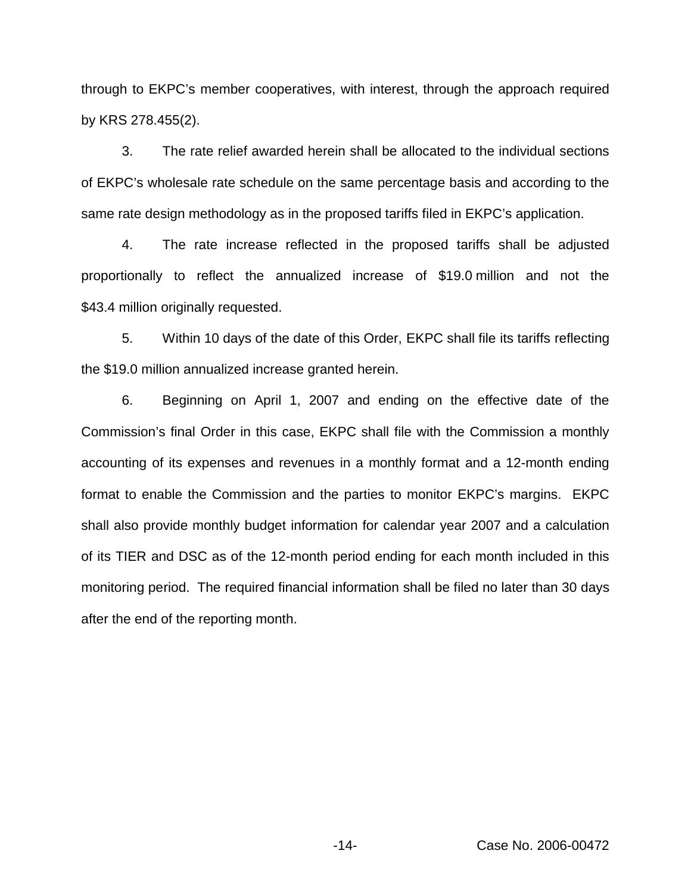through to EKPC's member cooperatives, with interest, through the approach required by KRS 278.455(2).

3. The rate relief awarded herein shall be allocated to the individual sections of EKPC's wholesale rate schedule on the same percentage basis and according to the same rate design methodology as in the proposed tariffs filed in EKPC's application.

4. The rate increase reflected in the proposed tariffs shall be adjusted proportionally to reflect the annualized increase of $19.0 million and not the $43.4 million originally requested.

5. Within 10 days of the date of this Order, EKPC shall file its tariffs reflecting the $19.0 million annualized increase granted herein.

6. Beginning on April 1, 2007 and ending on the effective date of the Commission's final Order in this case, EKPC shall file with the Commission a monthly accounting of its expenses and revenues in a monthly format and a 12-month ending format to enable the Commission and the parties to monitor EKPC's margins. EKPC shall also provide monthly budget information for calendar year 2007 and a calculation of its TIER and DSC as of the 12-month period ending for each month included in this monitoring period. The required financial information shall be filed no later than 30 days after the end of the reporting month.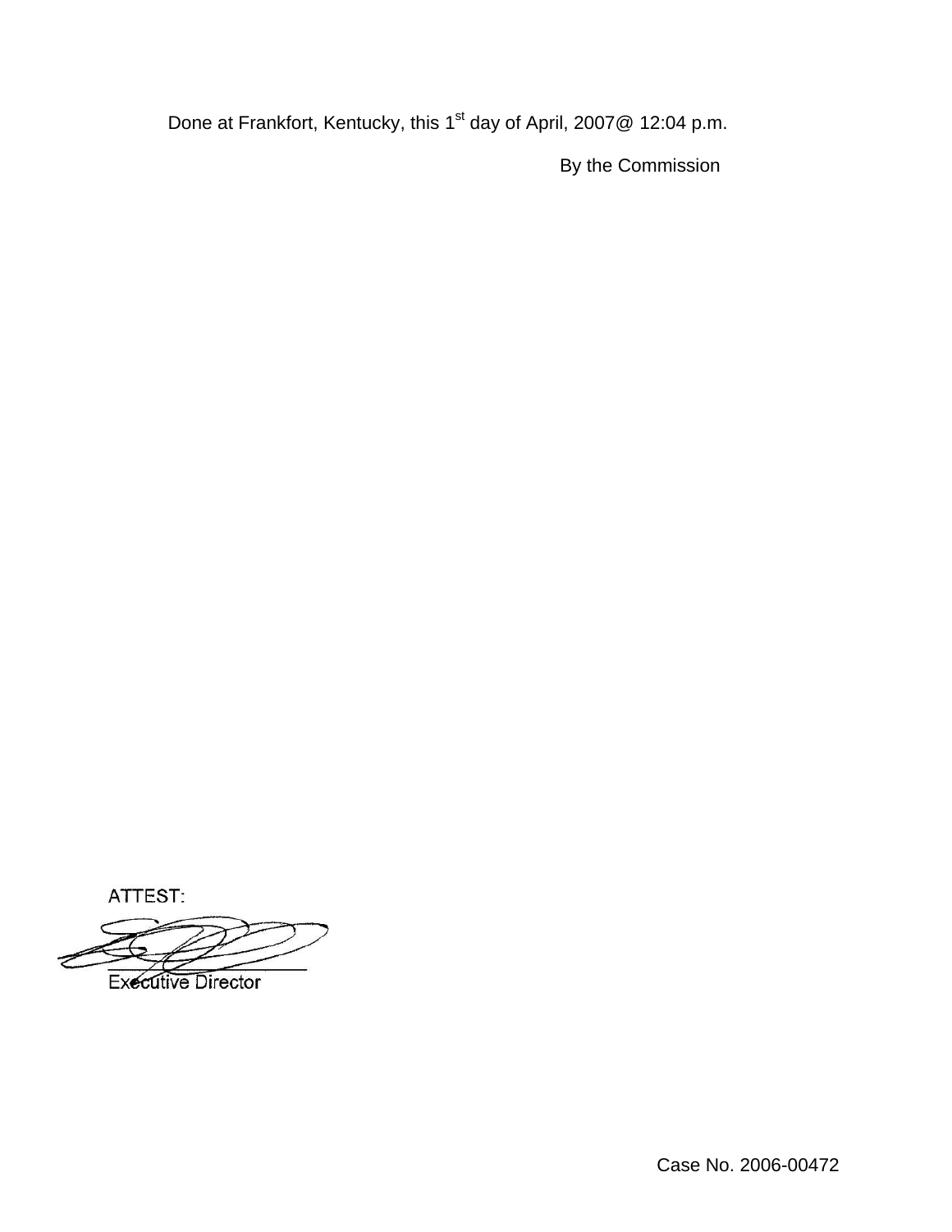Done at Frankfort, Kentucky, this 1st day of April, 2007@ 12:04 p.m.

By the Commission

ATTEST:

Executive Director

Case No. 2006-00472